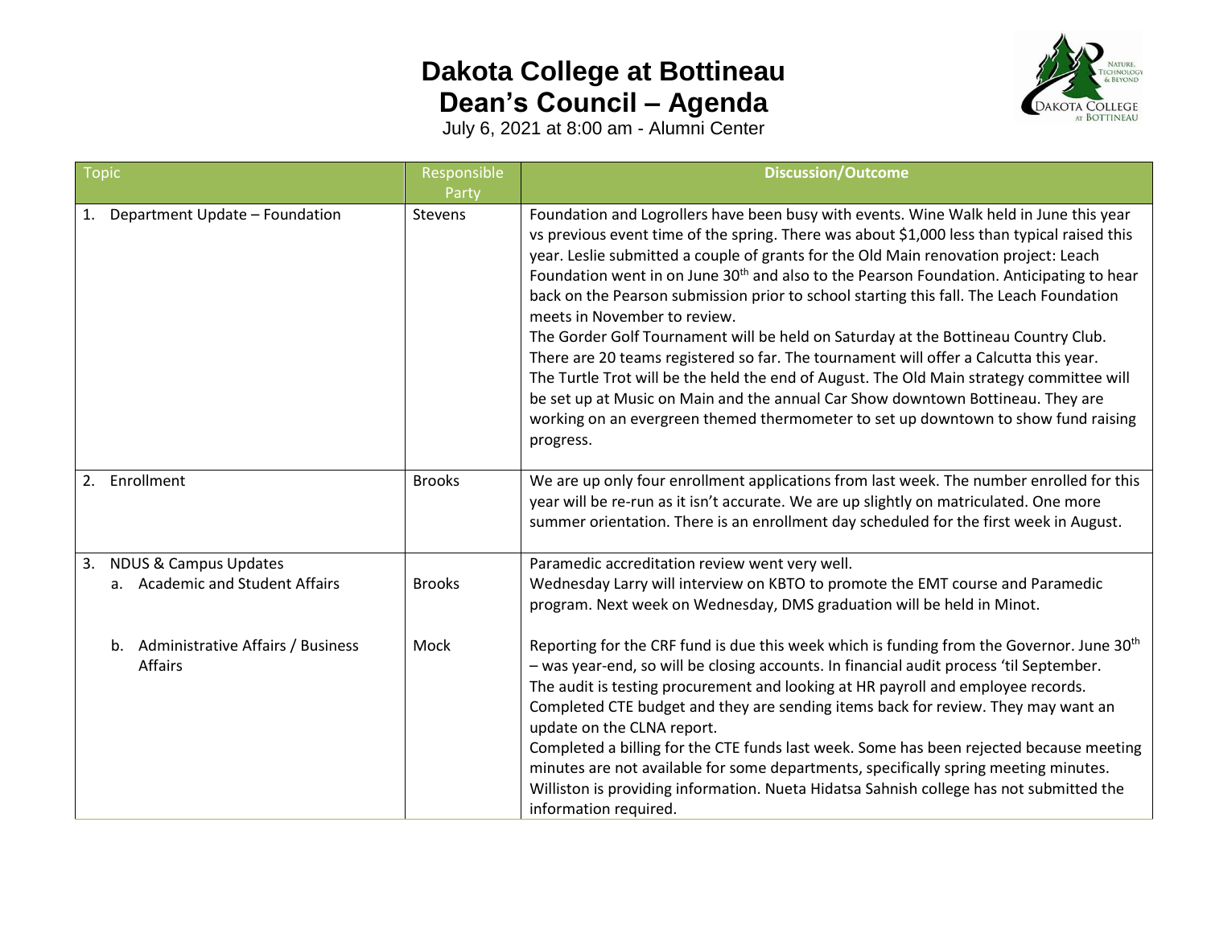# Dakota College at Bottineau
# Dean's Council – Agenda

July 6, 2021 at 8:00 am - Alumni Center

| Topic | Responsible Party | Discussion/Outcome |
|---|---|---|
| 1. Department Update – Foundation | Stevens | Foundation and Logrollers have been busy with events. Wine Walk held in June this year vs previous event time of the spring. There was about $1,000 less than typical raised this year. Leslie submitted a couple of grants for the Old Main renovation project: Leach Foundation went in on June 30th and also to the Pearson Foundation. Anticipating to hear back on the Pearson submission prior to school starting this fall. The Leach Foundation meets in November to review.<br>The Gorder Golf Tournament will be held on Saturday at the Bottineau Country Club. There are 20 teams registered so far. The tournament will offer a Calcutta this year.<br>The Turtle Trot will be the held the end of August. The Old Main strategy committee will be set up at Music on Main and the annual Car Show downtown Bottineau. They are working on an evergreen themed thermometer to set up downtown to show fund raising progress. |
| 2. Enrollment | Brooks | We are up only four enrollment applications from last week. The number enrolled for this year will be re-run as it isn't accurate. We are up slightly on matriculated. One more summer orientation. There is an enrollment day scheduled for the first week in August. |
| 3. NDUS & Campus Updates<br>a. Academic and Student Affairs | Brooks | Paramedic accreditation review went very well.<br>Wednesday Larry will interview on KBTO to promote the EMT course and Paramedic program. Next week on Wednesday, DMS graduation will be held in Minot. |
| b. Administrative Affairs / Business Affairs | Mock | Reporting for the CRF fund is due this week which is funding from the Governor. June 30th – was year-end, so will be closing accounts. In financial audit process 'til September. The audit is testing procurement and looking at HR payroll and employee records. Completed CTE budget and they are sending items back for review. They may want an update on the CLNA report.<br>Completed a billing for the CTE funds last week. Some has been rejected because meeting minutes are not available for some departments, specifically spring meeting minutes. Williston is providing information. Nueta Hidatsa Sahnish college has not submitted the information required. |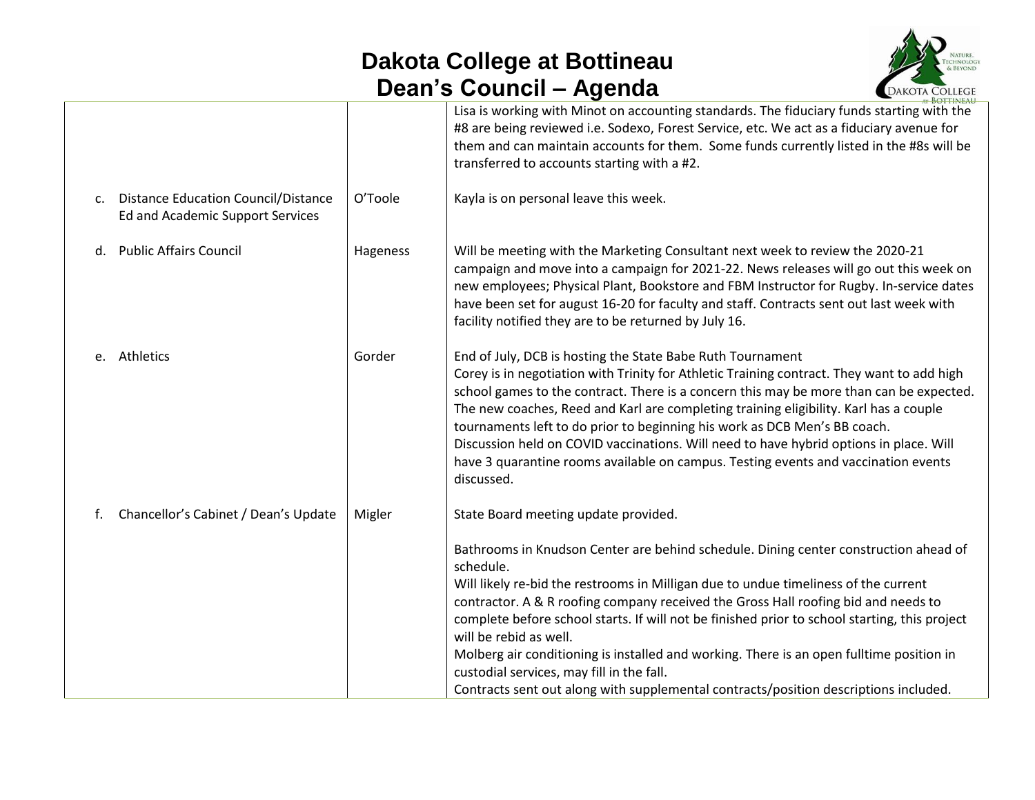# Dakota College at Bottineau
# Dean's Council – Agenda

| | | |
|---|---|---|
| | | Lisa is working with Minot on accounting standards. The fiduciary funds starting with the #8 are being reviewed i.e. Sodexo, Forest Service, etc. We act as a fiduciary avenue for them and can maintain accounts for them. Some funds currently listed in the #8s will be transferred to accounts starting with a #2. |
| c. Distance Education Council/Distance Ed and Academic Support Services | O'Toole | Kayla is on personal leave this week. |
| d. Public Affairs Council | Hageness | Will be meeting with the Marketing Consultant next week to review the 2020-21 campaign and move into a campaign for 2021-22. News releases will go out this week on new employees; Physical Plant, Bookstore and FBM Instructor for Rugby. In-service dates have been set for august 16-20 for faculty and staff. Contracts sent out last week with facility notified they are to be returned by July 16. |
| e. Athletics | Gorder | End of July, DCB is hosting the State Babe Ruth Tournament<br>Corey is in negotiation with Trinity for Athletic Training contract. They want to add high school games to the contract. There is a concern this may be more than can be expected. The new coaches, Reed and Karl are completing training eligibility. Karl has a couple tournaments left to do prior to beginning his work as DCB Men's BB coach.<br>Discussion held on COVID vaccinations. Will need to have hybrid options in place. Will have 3 quarantine rooms available on campus. Testing events and vaccination events discussed. |
| f. Chancellor's Cabinet / Dean's Update | Migler | State Board meeting update provided.<br><br>Bathrooms in Knudson Center are behind schedule. Dining center construction ahead of schedule.<br>Will likely re-bid the restrooms in Milligan due to undue timeliness of the current contractor. A & R roofing company received the Gross Hall roofing bid and needs to complete before school starts. If will not be finished prior to school starting, this project will be rebid as well.<br>Molberg air conditioning is installed and working. There is an open fulltime position in custodial services, may fill in the fall.<br>Contracts sent out along with supplemental contracts/position descriptions included. |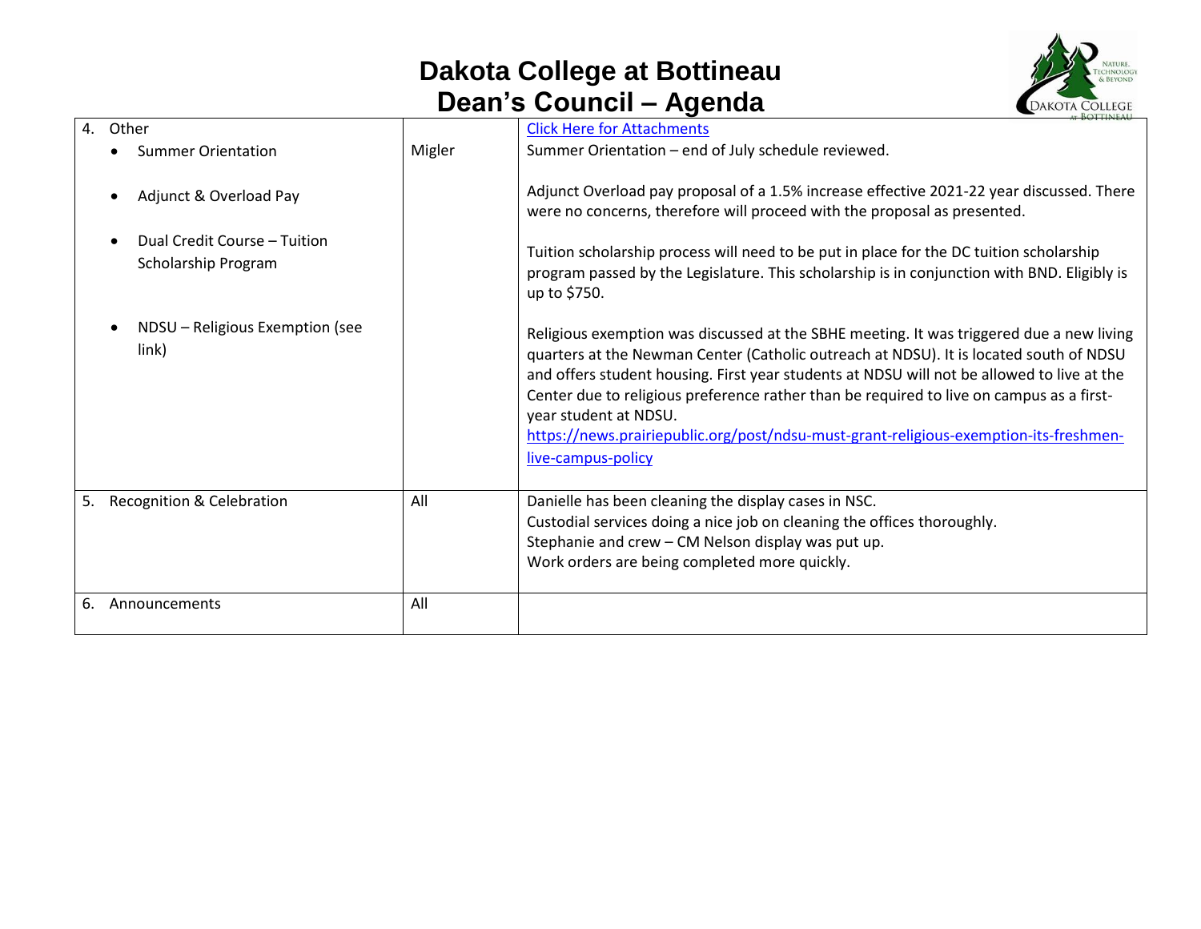# Dakota College at Bottineau
# Dean's Council – Agenda

| | | |
|---|---|---|
| 4. Other<br>• Summer Orientation<br><br>• Adjunct & Overload Pay<br><br>• Dual Credit Course – Tuition Scholarship Program<br><br>• NDSU – Religious Exemption (see link) | <br>Migler | [Click Here for Attachments](Click Here for Attachments)<br>Summer Orientation – end of July schedule reviewed.<br><br>Adjunct Overload pay proposal of a 1.5% increase effective 2021-22 year discussed. There were no concerns, therefore will proceed with the proposal as presented.<br><br>Tuition scholarship process will need to be put in place for the DC tuition scholarship program passed by the Legislature. This scholarship is in conjunction with BND. Eligibly is up to $750.<br><br>Religious exemption was discussed at the SBHE meeting. It was triggered due a new living quarters at the Newman Center (Catholic outreach at NDSU). It is located south of NDSU and offers student housing. First year students at NDSU will not be allowed to live at the Center due to religious preference rather than be required to live on campus as a first-year student at NDSU.<br>https://news.prairiepublic.org/post/ndsu-must-grant-religious-exemption-its-freshmen-live-campus-policy |
| 5. Recognition & Celebration | All | Danielle has been cleaning the display cases in NSC.<br>Custodial services doing a nice job on cleaning the offices thoroughly.<br>Stephanie and crew – CM Nelson display was put up.<br>Work orders are being completed more quickly. |
| 6. Announcements | All | |